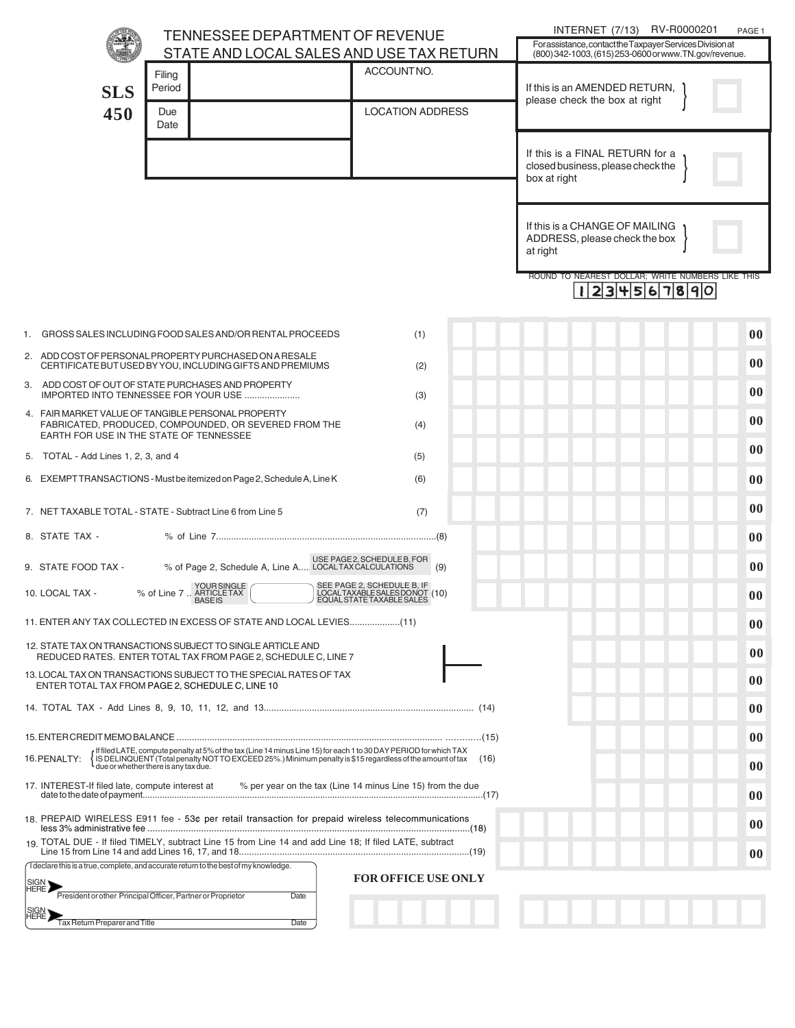# TENNESSEE DEPARTMENT OF REVENUE
## STATE AND LOCAL SALES AND USE TAX RETURN

INTERNET (7/13) RV-R0000201

For assistance, contact the Taxpayer Services Division at (800) 342-1003, (615) 253-0600 or www.TN.gov/revenue.

**SLS 450**

| Filing Period | | ACCOUNT NO. |
|---|---|---|
| Due Date | | LOCATION ADDRESS |

If this is an AMENDED RETURN, please check the box at right ☐

If this is a FINAL RETURN for a closed business, please check the box at right ☐

If this is a CHANGE OF MAILING ADDRESS, please check the box at right ☐

ROUND TO NEAREST DOLLAR; WRITE NUMBERS LIKE THIS 1 2 3 4 5 6 7 8 9 0

| Line | Description | Amount |
|---|---|---|
| 1. | GROSS SALES INCLUDING FOOD SALES AND/OR RENTAL PROCEEDS (1) | 00 |
| 2. | ADD COST OF PERSONAL PROPERTY PURCHASED ON A RESALE CERTIFICATE BUT USED BY YOU, INCLUDING GIFTS AND PREMIUMS (2) | 00 |
| 3. | ADD COST OF OUT OF STATE PURCHASES AND PROPERTY IMPORTED INTO TENNESSEE FOR YOUR USE ..................... (3) | 00 |
| 4. | FAIR MARKET VALUE OF TANGIBLE PERSONAL PROPERTY FABRICATED, PRODUCED, COMPOUNDED, OR SEVERED FROM THE EARTH FOR USE IN THE STATE OF TENNESSEE (4) | 00 |
| 5. | TOTAL - Add Lines 1, 2, 3, and 4 (5) | 00 |
| 6. | EXEMPT TRANSACTIONS - Must be itemized on Page 2, Schedule A, Line K (6) | 00 |
| 7. | NET TAXABLE TOTAL - STATE - Subtract Line 6 from Line 5 (7) | 00 |
| 8. | STATE TAX - ______ % of Line 7..........(8) | 00 |
| 9. | STATE FOOD TAX - ______ % of Page 2, Schedule A, Line A.... USE PAGE 2, SCHEDULE B, FOR LOCAL TAX CALCULATIONS (9) | 00 |
| 10. | LOCAL TAX - ______ % of Line 7 .. YOUR SINGLE ARTICLE TAX BASE IS ______ SEE PAGE 2, SCHEDULE B, IF LOCAL TAXABLE SALES DO NOT EQUAL STATE TAXABLE SALES (10) | 00 |
| 11. | ENTER ANY TAX COLLECTED IN EXCESS OF STATE AND LOCAL LEVIES....................(11) | 00 |
| 12. | STATE TAX ON TRANSACTIONS SUBJECT TO SINGLE ARTICLE AND REDUCED RATES. ENTER TOTAL TAX FROM PAGE 2, SCHEDULE C, LINE 7 | 00 |
| 13. | LOCAL TAX ON TRANSACTIONS SUBJECT TO THE SPECIAL RATES OF TAX ENTER TOTAL TAX FROM PAGE 2, SCHEDULE C, LINE 10 | 00 |
| 14. | TOTAL TAX - Add Lines 8, 9, 10, 11, 12, and 13.......... (14) | 00 |
| 15. | ENTER CREDIT MEMO BALANCE .......... (15) | 00 |
| 16. | PENALTY: If filed LATE, compute penalty at 5% of the tax (Line 14 minus Line 15) for each 1 to 30 DAY PERIOD for which TAX IS DELINQUENT (Total penalty NOT TO EXCEED 25%.) Minimum penalty is $15 regardless of the amount of tax due or whether there is any tax due. (16) | 00 |
| 17. | INTEREST-If filed late, compute interest at ______ % per year on the tax (Line 14 minus Line 15) from the due date to the date of payment..........(17) | 00 |
| 18. | PREPAID WIRELESS E911 fee - 53¢ per retail transaction for prepaid wireless telecommunications less 3% administrative fee ..........(18) | 00 |
| 19. | TOTAL DUE - If filed TIMELY, subtract Line 15 from Line 14 and add Line 18; If filed LATE, subtract Line 15 from Line 14 and add Lines 16, 17, and 18..........(19) | 00 |

I declare this is a true, complete, and accurate return to the best of my knowledge.

SIGN HERE ______________________ President or other Principal Officer, Partner or Proprietor ______ Date

SIGN HERE ______________________ Tax Return Preparer and Title ______ Date

**FOR OFFICE USE ONLY**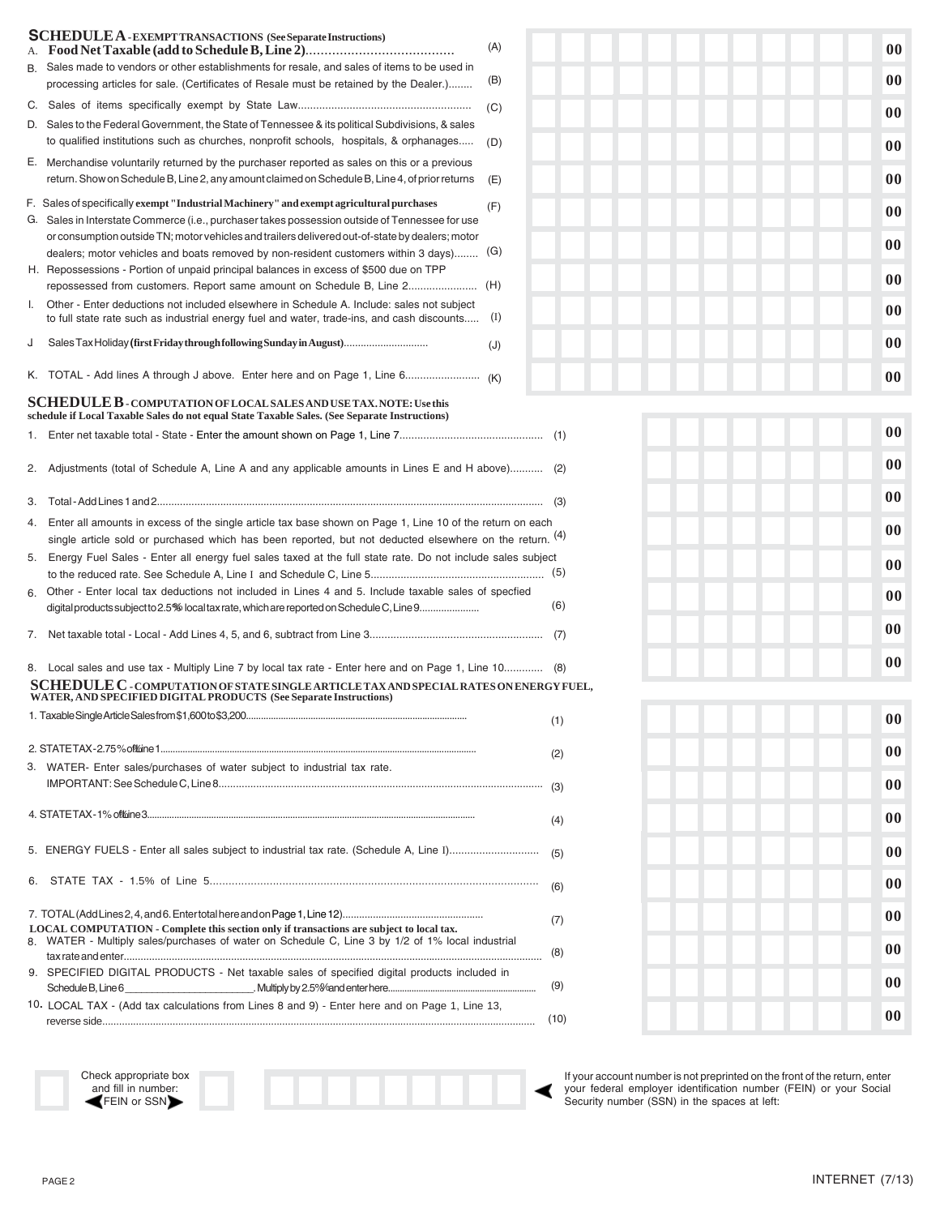## SCHEDULE A - EXEMPT TRANSACTIONS (See Separate Instructions)

| | | |
|---|---|---|
| A. **Food Net Taxable (add to Schedule B, Line 2)**...................................... | (A) | 00 |
| B. Sales made to vendors or other establishments for resale, and sales of items to be used in processing articles for sale. (Certificates of Resale must be retained by the Dealer.)........ | (B) | 00 |
| C. Sales of items specifically exempt by State Law........................................................ | (C) | 00 |
| D. Sales to the Federal Government, the State of Tennessee & its political Subdivisions, & sales to qualified institutions such as churches, nonprofit schools, hospitals, & orphanages..... | (D) | 00 |
| E. Merchandise voluntarily returned by the purchaser reported as sales on this or a previous return. Show on Schedule B, Line 2, any amount claimed on Schedule B, Line 4, of prior returns | (E) | 00 |
| F. Sales of specifically **exempt "Industrial Machinery" and exempt agricultural purchases** | (F) | 00 |
| G. Sales in Interstate Commerce (i.e., purchaser takes possession outside of Tennessee for use or consumption outside TN; motor vehicles and trailers delivered out-of-state by dealers; motor dealers; motor vehicles and boats removed by non-resident customers within 3 days)........ | (G) | 00 |
| H. Repossessions - Portion of unpaid principal balances in excess of $500 due on TPP repossessed from customers. Report same amount on Schedule B, Line 2....................... | (H) | 00 |
| I. Other - Enter deductions not included elsewhere in Schedule A. Include: sales not subject to full state rate such as industrial energy fuel and water, trade-ins, and cash discounts..... | (I) | 00 |
| J Sales Tax Holiday **(first Friday through following Sunday in August)**.............................. | (J) | 00 |
| K. TOTAL - Add lines A through J above. Enter here and on Page 1, Line 6........................ | (K) | 00 |

## SCHEDULE B - COMPUTATION OF LOCAL SALES AND USE TAX. NOTE: Use this schedule if Local Taxable Sales do not equal State Taxable Sales. (See Separate Instructions)

| | | |
|---|---|---|
| 1. Enter net taxable total - State - Enter the amount shown on Page 1, Line 7............................................... | (1) | 00 |
| 2. Adjustments (total of Schedule A, Line A and any applicable amounts in Lines E and H above)........... | (2) | 00 |
| 3. Total - Add Lines 1 and 2................................................................................................................... | (3) | 00 |
| 4. Enter all amounts in excess of the single article tax base shown on Page 1, Line 10 of the return on each single article sold or purchased which has been reported, but not deducted elsewhere on the return. | (4) | 00 |
| 5. Energy Fuel Sales - Enter all energy fuel sales taxed at the full state rate. Do not include sales subject to the reduced rate. See Schedule A, Line I and Schedule C, Line 5.......................................................... | (5) | 00 |
| 6. Other - Enter local tax deductions not included in Lines 4 and 5. Include taxable sales of specfied digital products subject to 2.5% local tax rate, which are reported on Schedule C, Line 9...................... | (6) | 00 |
| 7. Net taxable total - Local - Add Lines 4, 5, and 6, subtract from Line 3......................................................... | (7) | 00 |
| 8. Local sales and use tax - Multiply Line 7 by local tax rate - Enter here and on Page 1, Line 10............ | (8) | 00 |

## SCHEDULE C - COMPUTATION OF STATE SINGLE ARTICLE TAX AND SPECIAL RATES ON ENERGY FUEL, WATER, AND SPECIFIED DIGITAL PRODUCTS (See Separate Instructions)

| | | |
|---|---|---|
| 1. Taxable Single Article Sales from $1,600 to $3,200...................................................................................... | (1) | 00 |
| 2. STATE TAX - 2.75% of Line 1............................................................................................................ | (2) | 00 |
| 3. WATER- Enter sales/purchases of water subject to industrial tax rate. IMPORTANT: See Schedule C, Line 8.............................................................................................................. | (3) | 00 |
| 4. STATE TAX - 1% of Line 3.................................................................................................................... | (4) | 00 |
| 5. ENERGY FUELS - Enter all sales subject to industrial tax rate. (Schedule A, Line I)............................. | (5) | 00 |
| 6. STATE TAX - 1.5% of Line 5........................................................................................................ | (6) | 00 |
| 7. TOTAL (Add Lines 2, 4, and 6. Enter total here and on Page 1, Line 12)................................................... | (7) | 00 |
| **LOCAL COMPUTATION - Complete this section only if transactions are subject to local tax.** | | |
| 8. WATER - Multiply sales/purchases of water on Schedule C, Line 3 by 1/2 of 1% local industrial tax rate and enter.................................................................................................................................. | (8) | 00 |
| 9. SPECIFIED DIGITAL PRODUCTS - Net taxable sales of specified digital products included in Schedule B, Line 6 ______________________. Multiply by 2.5% and enter here............................................................ | (9) | 00 |
| 10. LOCAL TAX - (Add tax calculations from Lines 8 and 9) - Enter here and on Page 1, Line 13, reverse side.......................................................................................................................................... | (10) | 00 |

Check appropriate box and fill in number: FEIN or SSN

If your account number is not preprinted on the front of the return, enter your federal employer identification number (FEIN) or your Social Security number (SSN) in the spaces at left:

INTERNET (7/13)